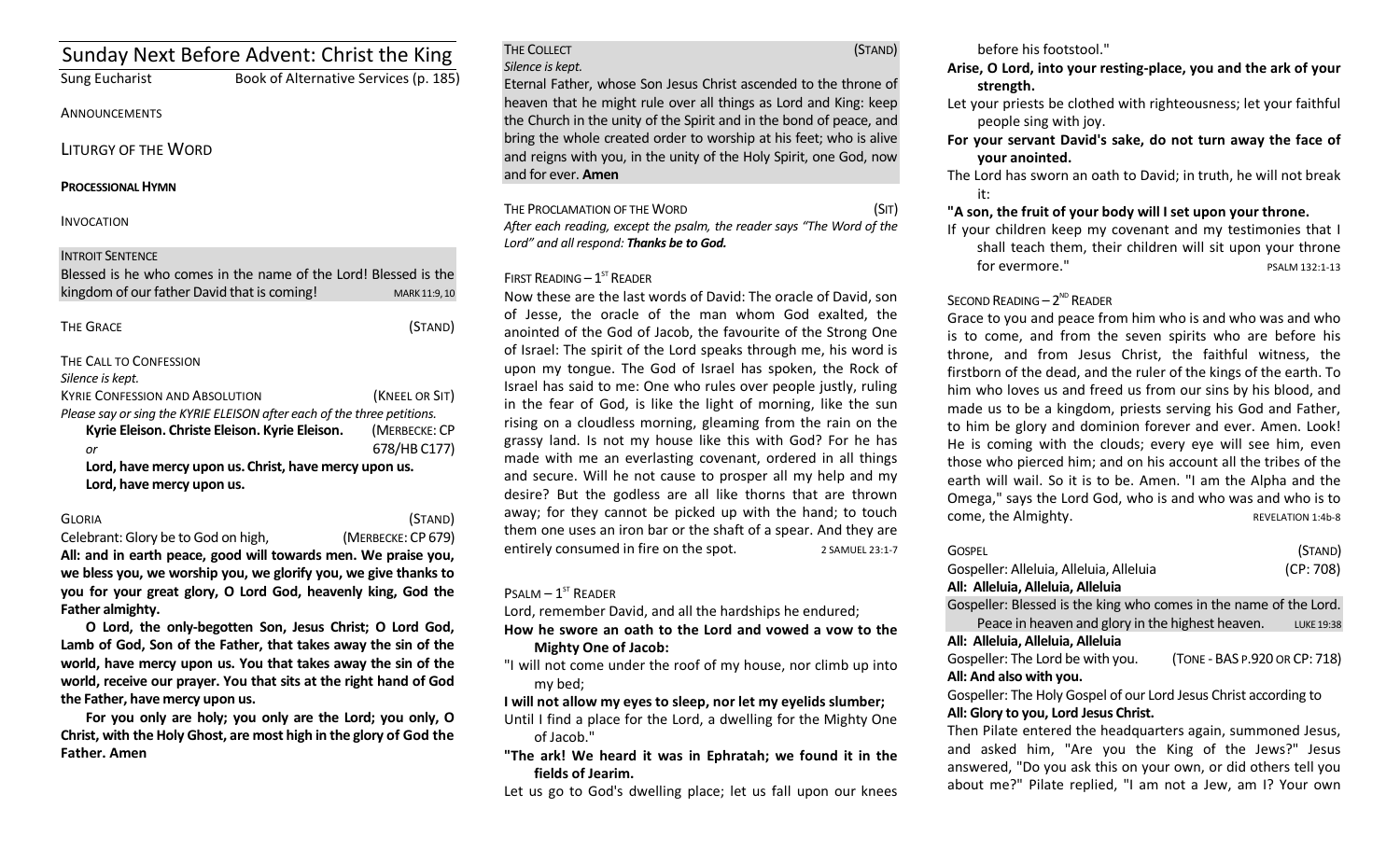# Sunday Next Before Advent: Christ the King

Sung Eucharist — Book of Alternative Services (p. 185)

ANNOUNCEMENTS

## LITURGY OF THE WORD

**PROCESSIONAL HYMN**

INVOCATION

INTROIT SENTENCE

Blessed is he who comes in the name of the Lord! Blessed is the kingdom of our father David that is coming! — MARK 11:9, 10

THE GRACE (STAND)

THE CALL TO CONFESSION

*Silence is kept.*

KYRIE CONFESSION AND ABSOLUTION (KNEEL OR SIT)

*Please say or sing the KYRIE ELEISON after each of the three petitions.*

**Kyrie Eleison. Christe Eleison. Kyrie Eleison.** (MERBECKE: CP 678/HB C177)

*or*

**Lord, have mercy upon us. Christ, have mercy upon us.**
**Lord, have mercy upon us.**

GLORIA (STAND)

Celebrant: Glory be to God on high, (MERBECKE: CP 679)

**All: and in earth peace, good will towards men. We praise you, we bless you, we worship you, we glorify you, we give thanks to you for your great glory, O Lord God, heavenly king, God the Father almighty.**

**O Lord, the only-begotten Son, Jesus Christ; O Lord God, Lamb of God, Son of the Father, that takes away the sin of the world, have mercy upon us. You that takes away the sin of the world, receive our prayer. You that sits at the right hand of God the Father, have mercy upon us.**

**For you only are holy; you only are the Lord; you only, O Christ, with the Holy Ghost, are most high in the glory of God the Father. Amen**

THE COLLECT (STAND)

*Silence is kept.*

Eternal Father, whose Son Jesus Christ ascended to the throne of heaven that he might rule over all things as Lord and King: keep the Church in the unity of the Spirit and in the bond of peace, and bring the whole created order to worship at his feet; who is alive and reigns with you, in the unity of the Holy Spirit, one God, now and for ever. **Amen**

THE PROCLAMATION OF THE WORD (SIT)

*After each reading, except the psalm, the reader says "The Word of the Lord" and all respond: **Thanks be to God.***

FIRST READING – 1ST READER

Now these are the last words of David: The oracle of David, son of Jesse, the oracle of the man whom God exalted, the anointed of the God of Jacob, the favourite of the Strong One of Israel: The spirit of the Lord speaks through me, his word is upon my tongue. The God of Israel has spoken, the Rock of Israel has said to me: One who rules over people justly, ruling in the fear of God, is like the light of morning, like the sun rising on a cloudless morning, gleaming from the rain on the grassy land. Is not my house like this with God? For he has made with me an everlasting covenant, ordered in all things and secure. Will he not cause to prosper all my help and my desire? But the godless are all like thorns that are thrown away; for they cannot be picked up with the hand; to touch them one uses an iron bar or the shaft of a spear. And they are entirely consumed in fire on the spot. — 2 SAMUEL 23:1-7

PSALM – 1ST READER

Lord, remember David, and all the hardships he endured;

**How he swore an oath to the Lord and vowed a vow to the Mighty One of Jacob:**

"I will not come under the roof of my house, nor climb up into my bed;

**I will not allow my eyes to sleep, nor let my eyelids slumber;**

Until I find a place for the Lord, a dwelling for the Mighty One of Jacob."

**"The ark! We heard it was in Ephratah; we found it in the fields of Jearim.**

Let us go to God's dwelling place; let us fall upon our knees before his footstool."

**Arise, O Lord, into your resting-place, you and the ark of your strength.**

Let your priests be clothed with righteousness; let your faithful people sing with joy.

**For your servant David's sake, do not turn away the face of your anointed.**

The Lord has sworn an oath to David; in truth, he will not break it:

**"A son, the fruit of your body will I set upon your throne.**

If your children keep my covenant and my testimonies that I shall teach them, their children will sit upon your throne for evermore." — PSALM 132:1-13

SECOND READING – 2ND READER

Grace to you and peace from him who is and who was and who is to come, and from the seven spirits who are before his throne, and from Jesus Christ, the faithful witness, the firstborn of the dead, and the ruler of the kings of the earth. To him who loves us and freed us from our sins by his blood, and made us to be a kingdom, priests serving his God and Father, to him be glory and dominion forever and ever. Amen. Look! He is coming with the clouds; every eye will see him, even those who pierced him; and on his account all the tribes of the earth will wail. So it is to be. Amen. "I am the Alpha and the Omega," says the Lord God, who is and who was and who is to come, the Almighty. — REVELATION 1:4b-8

GOSPEL (STAND)

Gospeller: Alleluia, Alleluia, Alleluia (CP: 708)

**All: Alleluia, Alleluia, Alleluia**

Gospeller: Blessed is the king who comes in the name of the Lord. Peace in heaven and glory in the highest heaven. — LUKE 19:38

**All: Alleluia, Alleluia, Alleluia**

Gospeller: The Lord be with you. (TONE - BAS P.920 OR CP: 718)

**All: And also with you.**

Gospeller: The Holy Gospel of our Lord Jesus Christ according to

**All: Glory to you, Lord Jesus Christ.**

Then Pilate entered the headquarters again, summoned Jesus, and asked him, "Are you the King of the Jews?" Jesus answered, "Do you ask this on your own, or did others tell you about me?" Pilate replied, "I am not a Jew, am I? Your own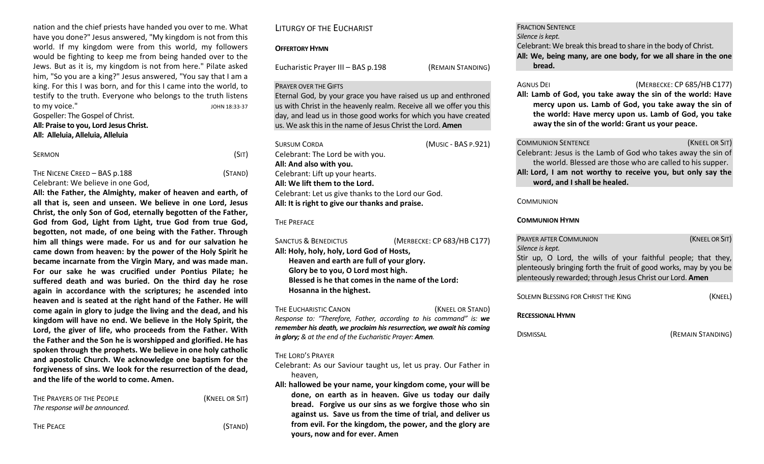nation and the chief priests have handed you over to me. What have you done?" Jesus answered, "My kingdom is not from this world. If my kingdom were from this world, my followers would be fighting to keep me from being handed over to the Jews. But as it is, my kingdom is not from here." Pilate asked him, "So you are a king?" Jesus answered, "You say that I am a king. For this I was born, and for this I came into the world, to testify to the truth. Everyone who belongs to the truth listens to my voice." JOHN 18:33-37

Gospeller: The Gospel of Christ.
**All: Praise to you, Lord Jesus Christ.**
**All: Alleluia, Alleluia, Alleluia**

SERMON (SIT)

THE NICENE CREED – BAS p.188 (STAND)

Celebrant: We believe in one God,
**All: the Father, the Almighty, maker of heaven and earth, of all that is, seen and unseen. We believe in one Lord, Jesus Christ, the only Son of God, eternally begotten of the Father, God from God, Light from Light, true God from true God, begotten, not made, of one being with the Father. Through him all things were made. For us and for our salvation he came down from heaven: by the power of the Holy Spirit he became incarnate from the Virgin Mary, and was made man. For our sake he was crucified under Pontius Pilate; he suffered death and was buried. On the third day he rose again in accordance with the scriptures; he ascended into heaven and is seated at the right hand of the Father. He will come again in glory to judge the living and the dead, and his kingdom will have no end. We believe in the Holy Spirit, the Lord, the giver of life, who proceeds from the Father. With the Father and the Son he is worshipped and glorified. He has spoken through the prophets. We believe in one holy catholic and apostolic Church. We acknowledge one baptism for the forgiveness of sins. We look for the resurrection of the dead, and the life of the world to come. Amen.**

THE PRAYERS OF THE PEOPLE (KNEEL OR SIT)
*The response will be announced.*

THE PEACE (STAND)

## LITURGY OF THE EUCHARIST

**OFFERTORY HYMN**

Eucharistic Prayer III – BAS p.198 (REMAIN STANDING)

PRAYER OVER THE GIFTS
Eternal God, by your grace you have raised us up and enthroned us with Christ in the heavenly realm. Receive all we offer you this day, and lead us in those good works for which you have created us. We ask this in the name of Jesus Christ the Lord. **Amen**

SURSUM CORDA (MUSIC - BAS P.921)
Celebrant: The Lord be with you.
**All: And also with you.**
Celebrant: Lift up your hearts.
**All: We lift them to the Lord.**
Celebrant: Let us give thanks to the Lord our God.
**All: It is right to give our thanks and praise.**

THE PREFACE

SANCTUS & BENEDICTUS (MERBECKE: CP 683/HB C177)
**All: Holy, holy, holy, Lord God of Hosts,**
**Heaven and earth are full of your glory.**
**Glory be to you, O Lord most high.**
**Blessed is he that comes in the name of the Lord:**
**Hosanna in the highest.**

THE EUCHARISTIC CANON (KNEEL OR STAND)
*Response to: "Therefore, Father, according to his command" is: **we remember his death, we proclaim his resurrection, we await his coming in glory;** & at the end of the Eucharistic Prayer: **Amen**.*

THE LORD'S PRAYER
Celebrant: As our Saviour taught us, let us pray. Our Father in heaven,
**All: hallowed be your name, your kingdom come, your will be done, on earth as in heaven. Give us today our daily bread. Forgive us our sins as we forgive those who sin against us. Save us from the time of trial, and deliver us from evil. For the kingdom, the power, and the glory are yours, now and for ever. Amen**

FRACTION SENTENCE
*Silence is kept.*
Celebrant: We break this bread to share in the body of Christ.
**All: We, being many, are one body, for we all share in the one bread.**

AGNUS DEI (MERBECKE: CP 685/HB C177)
**All: Lamb of God, you take away the sin of the world: Have mercy upon us. Lamb of God, you take away the sin of the world: Have mercy upon us. Lamb of God, you take away the sin of the world: Grant us your peace.**

COMMUNION SENTENCE (KNEEL OR SIT)
Celebrant: Jesus is the Lamb of God who takes away the sin of the world. Blessed are those who are called to his supper.
**All: Lord, I am not worthy to receive you, but only say the word, and I shall be healed.**

COMMUNION

**COMMUNION HYMN**

PRAYER AFTER COMMUNION (KNEEL OR SIT)
*Silence is kept.*
Stir up, O Lord, the wills of your faithful people; that they, plenteously bringing forth the fruit of good works, may by you be plenteously rewarded; through Jesus Christ our Lord. **Amen**

SOLEMN BLESSING FOR CHRIST THE KING (KNEEL)

**RECESSIONAL HYMN**

DISMISSAL (REMAIN STANDING)